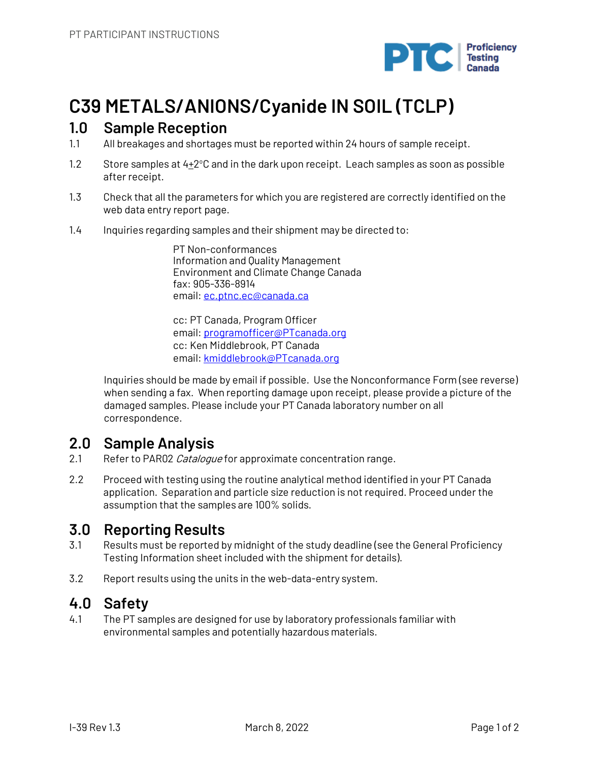# C39 METALS/ANIONS/Cyanide IN SOIL (TCLP)

## 1.0 Sample Reception

1.1 All breakages and shortages must be reported within 24 hours of sample receipt.

1.2 Store samples at 4±2°C and in the dark upon receipt. Leach samples as soon as possible after receipt.

1.3 Check that all the parameters for which you are registered are correctly identified on the web data entry report page.

1.4 Inquiries regarding samples and their shipment may be directed to:

PT Non-conformances
Information and Quality Management
Environment and Climate Change Canada
fax: 905-336-8914
email: ec.ptnc.ec@canada.ca

cc: PT Canada, Program Officer
email: programofficer@PTcanada.org
cc: Ken Middlebrook, PT Canada
email: kmiddlebrook@PTcanada.org

Inquiries should be made by email if possible. Use the Nonconformance Form (see reverse) when sending a fax. When reporting damage upon receipt, please provide a picture of the damaged samples. Please include your PT Canada laboratory number on all correspondence.

## 2.0 Sample Analysis

2.1 Refer to PAR02 *Catalogue* for approximate concentration range.

2.2 Proceed with testing using the routine analytical method identified in your PT Canada application. Separation and particle size reduction is not required. Proceed under the assumption that the samples are 100% solids.

## 3.0 Reporting Results

3.1 Results must be reported by midnight of the study deadline (see the General Proficiency Testing Information sheet included with the shipment for details).

3.2 Report results using the units in the web-data-entry system.

## 4.0 Safety

4.1 The PT samples are designed for use by laboratory professionals familiar with environmental samples and potentially hazardous materials.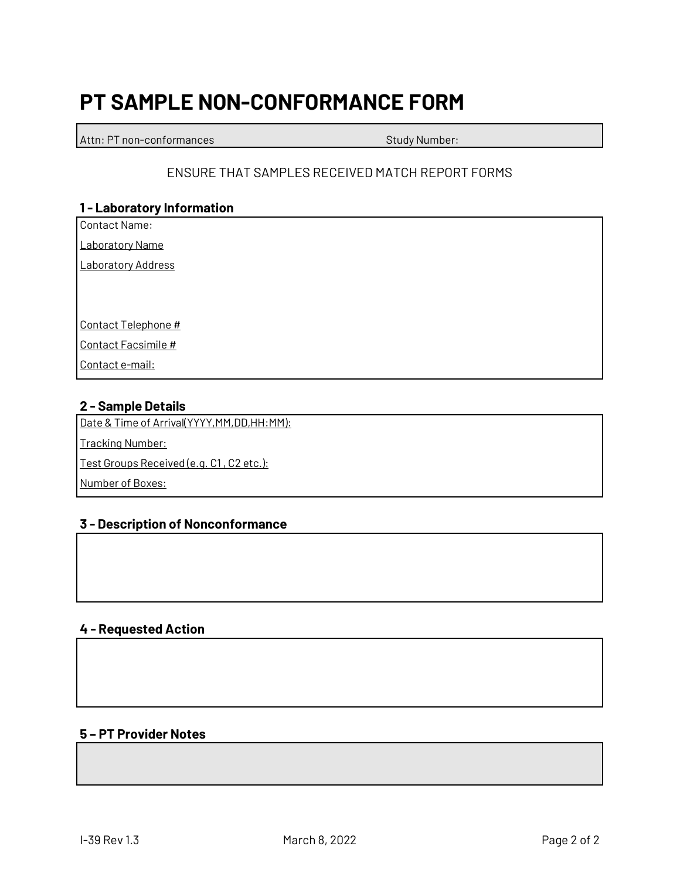# PT SAMPLE NON-CONFORMANCE FORM

| | |
|---|---|
| Attn: PT non-conformances | Study Number: |

ENSURE THAT SAMPLES RECEIVED MATCH REPORT FORMS

### 1 - Laboratory Information

Contact Name:

Laboratory Name

Laboratory Address

Contact Telephone #

Contact Facsimile #

Contact e-mail:

### 2 - Sample Details

Date & Time of Arrival(YYYY,MM,DD,HH:MM):

Tracking Number:

Test Groups Received (e.g. C1 , C2 etc.):

Number of Boxes:

### 3 - Description of Nonconformance

### 4 - Requested Action

### 5 – PT Provider Notes

I-39 Rev 1.3 March 8, 2022